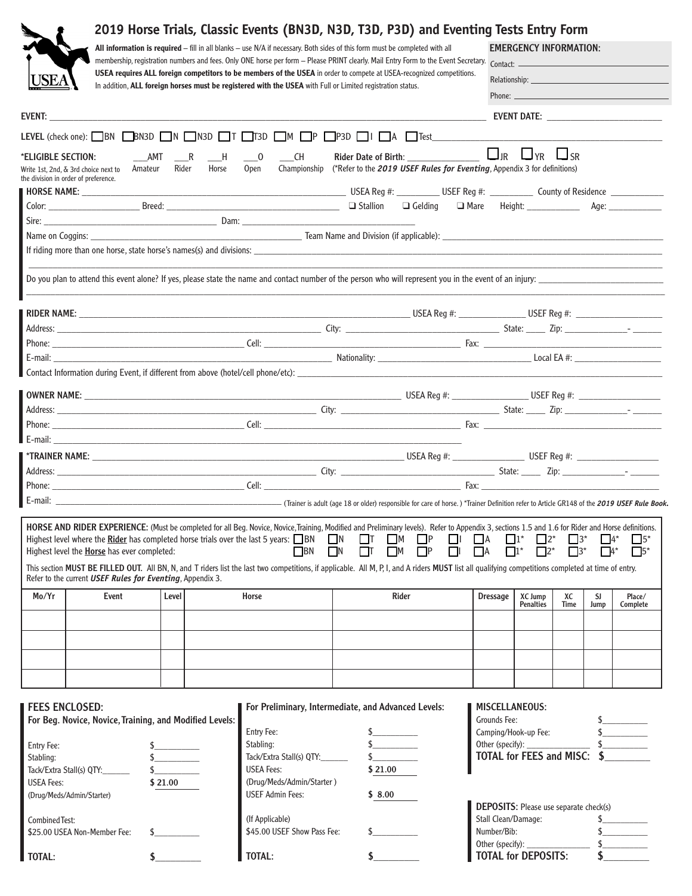# 2019 Horse Trials, Classic Events (BN3D, N3D, T3D, P3D) and Eventing Tests Entry Form

**All information is required** – fill in all blanks – use N/A if necessary. Both sides of this form must be completed with all membership, registration numbers and fees. Only ONE horse per form – Please PRINT clearly. Mail Entry Form to the Event Secretary. **USEA requires ALL foreign competitors to be members of the USEA** in order to compete at USEA-recognized competitions. In addition, **ALL foreign horses must be registered with the USEA** with Full or Limited registration status.

**EMERGENCY INFORMATION:**

Contact: ______

Relationship: ______

Phone: ______

**EVENT:** ______ **EVENT DATE:** ______

**LEVEL** (check one): ☐ BN ☐ BN3D ☐ N ☐ N3D ☐ T ☐ T3D ☐ M ☐ P ☐ P3D ☐ I ☐ A ☐ Test______

**\*ELIGIBLE SECTION:** Write 1st, 2nd, & 3rd choice next to the division in order of preference.

___AMT Amateur ___R Rider ___H Horse ___O Open ___CH Championship

**Rider Date of Birth:** ______ ☐ JR ☐ YR ☐ SR

(*Refer to the ***2019 USEF Rules for Eventing***, Appendix 3 for definitions)

**HORSE NAME:** ______ USEA Reg #: ______ USEF Reg #: ______ County of Residence ______

Color: ______ Breed: ______ ❑ Stallion ❑ Gelding ❑ Mare Height: ______ Age: ______

Sire: ______ Dam: ______

Name on Coggins: ______ Team Name and Division (if applicable): ______

If riding more than one horse, state horse's names(s) and divisions: ______

Do you plan to attend this event alone? If yes, please state the name and contact number of the person who will represent you in the event of an injury: ______

**RIDER NAME:** ______ USEA Reg #: ______ USEF Reg #: ______

Address: ______ City: ______ State: ____ Zip: ______-______

Phone: ______ Cell: ______ Fax: ______

E-mail: ______ Nationality: ______ Local EA #: ______

Contact Information during Event, if different from above (hotel/cell phone/etc): ______

**OWNER NAME:** ______ USEA Reg #: ______ USEF Reg #: ______

Address: ______ City: ______ State: ____ Zip: ______-______

Phone: ______ Cell: ______ Fax: ______

E-mail: ______

**\*TRAINER NAME:** ______ USEA Reg #: ______ USEF Reg #: ______

Address: ______ City: ______ State: ____ Zip: ______-______

Phone: ______ Cell: ______ Fax: ______

E-mail: ______ (Trainer is adult (age 18 or older) responsible for care of horse.) *Trainer Definition refer to Article GR148 of the ***2019 USEF Rule Book.***

**HORSE AND RIDER EXPERIENCE:** (Must be completed for all Beg. Novice, Novice, Training, Modified and Preliminary levels). Refer to Appendix 3, sections 1.5 and 1.6 for Rider and Horse definitions.

Highest level where the **Rider** has completed horse trials over the last 5 years: ☐ BN ☐ N ☐ T ☐ M ☐ P ☐ I ☐ A ☐ 1* ☐ 2* ☐ 3* ☐ 4* ☐ 5*

Highest level the **Horse** has ever completed: ☐ BN ☐ N ☐ T ☐ M ☐ P ☐ I ☐ A ☐ 1* ☐ 2* ☐ 3* ☐ 4* ☐ 5*

This section **MUST BE FILLED OUT.** All BN, N, and T riders list the last two competitions, if applicable. All M, P, I, and A riders **MUST** list all qualifying competitions completed at time of entry. Refer to the current ***USEF Rules for Eventing***, Appendix 3.

| Mo/Yr | Event | Level | Horse | Rider | Dressage | XC Jump Penalties | XC Time | SJ Jump | Place/ Complete |
|---|---|---|---|---|---|---|---|---|---|
| | | | | | | | | | |
| | | | | | | | | | |
| | | | | | | | | | |
| | | | | | | | | | |

**FEES ENCLOSED:**

**For Beg. Novice, Novice, Training, and Modified Levels:**

| | |
|---|---|
| Entry Fee: | $______ |
| Stabling: | $______ |
| Tack/Extra Stall(s) QTY:______ | $______ |
| USEA Fees: (Drug/Meds/Admin/Starter) | $ 21.00 |
| Combined Test: $25.00 USEA Non-Member Fee: | $______ |
| **TOTAL:** | **$______** |

**For Preliminary, Intermediate, and Advanced Levels:**

| | |
|---|---|
| Entry Fee: | $______ |
| Stabling: | $______ |
| Tack/Extra Stall(s) QTY:______ | $______ |
| USEA Fees: (Drug/Meds/Admin/Starter ) | $ 21.00 |
| USEF Admin Fees: | $ 8.00 |
| (If Applicable) $45.00 USEF Show Pass Fee: | $______ |
| **TOTAL:** | **$______** |

**MISCELLANEOUS:**

| | |
|---|---|
| Grounds Fee: | $______ |
| Camping/Hook-up Fee: | $______ |
| Other (specify): ______ | $______ |
| **TOTAL for FEES and MISC:** | **$______** |

**DEPOSITS:** Please use separate check(s)

| | |
|---|---|
| Stall Clean/Damage: | $______ |
| Number/Bib: | $______ |
| Other (specify): ______ | $______ |
| **TOTAL for DEPOSITS:** | **$______** |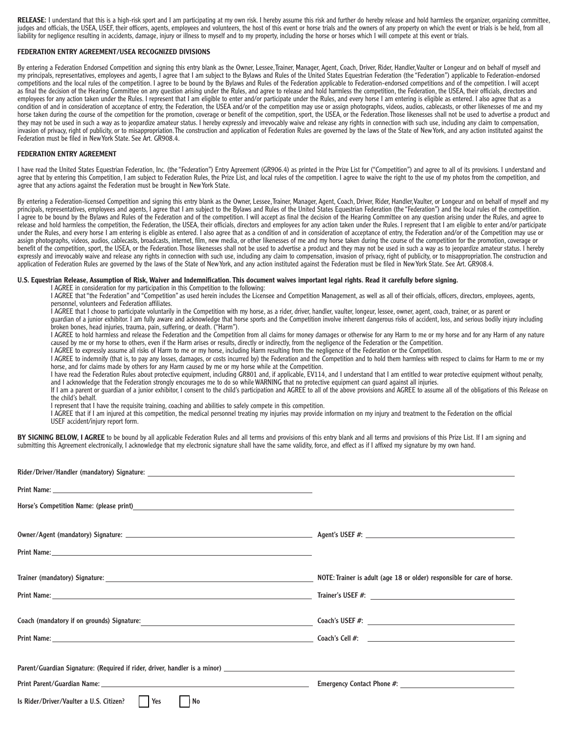**RELEASE:** I understand that this is a high-risk sport and I am participating at my own risk. I hereby assume this risk and further do hereby release and hold harmless the organizer, organizing committee, judges and officials, the USEA, USEF, their officers, agents, employees and volunteers, the host of this event or horse trials and the owners of any property on which the event or trials is be held, from all liability for negligence resulting in accidents, damage, injury or illness to myself and to my property, including the horse or horses which I will compete at this event or trials.

### FEDERATION ENTRY AGREEMENT/USEA RECOGNIZED DIVISIONS

By entering a Federation Endorsed Competition and signing this entry blank as the Owner, Lessee, Trainer, Manager, Agent, Coach, Driver, Rider, Handler, Vaulter or Longeur and on behalf of myself and my principals, representatives, employees and agents, I agree that I am subject to the Bylaws and Rules of the United States Equestrian Federation (the "Federation") applicable to Federation-endorsed competitions and the local rules of the competition. I agree to be bound by the Bylaws and Rules of the Federation applicable to Federation-endorsed competitions and of the competition. I will accept as final the decision of the Hearing Committee on any question arising under the Rules, and agree to release and hold harmless the competition, the Federation, the USEA, their officials, directors and employees for any action taken under the Rules. I represent that I am eligible to enter and/or participate under the Rules, and every horse I am entering is eligible as entered. I also agree that as a condition of and in consideration of acceptance of entry, the Federation, the USEA and/or of the competition may use or assign photographs, videos, audios, cablecasts, or other likenesses of me and my horse taken during the course of the competition for the promotion, coverage or benefit of the competition, sport, the USEA, or the Federation. Those likenesses shall not be used to advertise a product and they may not be used in such a way as to jeopardize amateur status. I hereby expressly and irrevocably waive and release any rights in connection with such use, including any claim to compensation, invasion of privacy, right of publicity, or to misappropriation. The construction and application of Federation Rules are governed by the laws of the State of New York, and any action instituted against the Federation must be filed in New York State. See Art. GR908.4.

### FEDERATION ENTRY AGREEMENT

I have read the United States Equestrian Federation, Inc. (the "Federation") Entry Agreement (GR906.4) as printed in the Prize List for ("Competition") and agree to all of its provisions. I understand and agree that by entering this Competition, I am subject to Federation Rules, the Prize List, and local rules of the competition. I agree to waive the right to the use of my photos from the competition, and agree that any actions against the Federation must be brought in New York State.

By entering a Federation-licensed Competition and signing this entry blank as the Owner, Lessee, Trainer, Manager, Agent, Coach, Driver, Rider, Handler, Vaulter, or Longeur and on behalf of myself and my principals, representatives, employees and agents, I agree that I am subject to the Bylaws and Rules of the United States Equestrian Federation (the "Federation") and the local rules of the competition. I agree to be bound by the Bylaws and Rules of the Federation and of the competition. I will accept as final the decision of the Hearing Committee on any question arising under the Rules, and agree to release and hold harmless the competition, the Federation, the USEA, their officials, directors and employees for any action taken under the Rules. I represent that I am eligible to enter and/or participate under the Rules, and every horse I am entering is eligible as entered. I also agree that as a condition of and in consideration of acceptance of entry, the Federation and/or of the Competition may use or assign photographs, videos, audios, cablecasts, broadcasts, internet, film, new media, or other likenesses of me and my horse taken during the course of the competition for the promotion, coverage or benefit of the competition, sport, the USEA, or the Federation. Those likenesses shall not be used to advertise a product and they may not be used in such a way as to jeopardize amateur status. I hereby expressly and irrevocably waive and release any rights in connection with such use, including any claim to compensation, invasion of privacy, right of publicity, or to misappropriation. The construction and application of Federation Rules are governed by the laws of the State of New York, and any action instituted against the Federation must be filed in New York State. See Art. GR908.4.

**U.S. Equestrian Release, Assumption of Risk, Waiver and Indemnification. This document waives important legal rights. Read it carefully before signing.**

I AGREE in consideration for my participation in this Competition to the following:

I AGREE that "the Federation" and "Competition" as used herein includes the Licensee and Competition Management, as well as all of their officials, officers, directors, employees, agents, personnel, volunteers and Federation affiliates.

I AGREE that I choose to participate voluntarily in the Competition with my horse, as a rider, driver, handler, vaulter, longeur, lessee, owner, agent, coach, trainer, or as parent or guardian of a junior exhibitor. I am fully aware and acknowledge that horse sports and the Competition involve inherent dangerous risks of accident, loss, and serious bodily injury including broken bones, head injuries, trauma, pain, suffering, or death. ("Harm").

I AGREE to hold harmless and release the Federation and the Competition from all claims for money damages or otherwise for any Harm to me or my horse and for any Harm of any nature caused by me or my horse to others, even if the Harm arises or results, directly or indirectly, from the negligence of the Federation or the Competition.

I AGREE to expressly assume all risks of Harm to me or my horse, including Harm resulting from the negligence of the Federation or the Competition.

I AGREE to indemnify (that is, to pay any losses, damages, or costs incurred by) the Federation and the Competition and to hold them harmless with respect to claims for Harm to me or my horse, and for claims made by others for any Harm caused by me or my horse while at the Competition.

I have read the Federation Rules about protective equipment, including GR801 and, if applicable, EV114, and I understand that I am entitled to wear protective equipment without penalty, and I acknowledge that the Federation strongly encourages me to do so while WARNING that no protective equipment can guard against all injuries.

If I am a parent or guardian of a junior exhibitor, I consent to the child's participation and AGREE to all of the above provisions and AGREE to assume all of the obligations of this Release on the child's behalf.

I represent that I have the requisite training, coaching and abilities to safely compete in this competition.

I AGREE that if I am injured at this competition, the medical personnel treating my injuries may provide information on my injury and treatment to the Federation on the official USEF accident/injury report form.

**BY SIGNING BELOW, I AGREE** to be bound by all applicable Federation Rules and all terms and provisions of this entry blank and all terms and provisions of this Prize List. If I am signing and submitting this Agreement electronically, I acknowledge that my electronic signature shall have the same validity, force, and effect as if I affixed my signature by my own hand.

**Rider/Driver/Handler (mandatory) Signature:** ______________________________

**Print Name:** ______________________________

**Horse's Competition Name: (please print)** ______________________________

**Owner/Agent (mandatory) Signature:** ______________________________ **Agent's USEF #:** ______________________________

**Print Name:** ______________________________

**Trainer (mandatory) Signature:** ______________________________ **NOTE: Trainer is adult (age 18 or older) responsible for care of horse.**

**Print Name:** ______________________________ **Trainer's USEF #:** ______________________________

**Coach (mandatory if on grounds) Signature:** ______________________________ **Coach's USEF #:** ______________________________

**Print Name:** ______________________________ **Coach's Cell #:** ______________________________

**Parent/Guardian Signature: (Required if rider, driver, handler is a minor)** ______________________________

**Print Parent/Guardian Name:** ______________________________ **Emergency Contact Phone #:** ______________________________

**Is Rider/Driver/Vaulter a U.S. Citizen?** ☐ **Yes** ☐ **No**